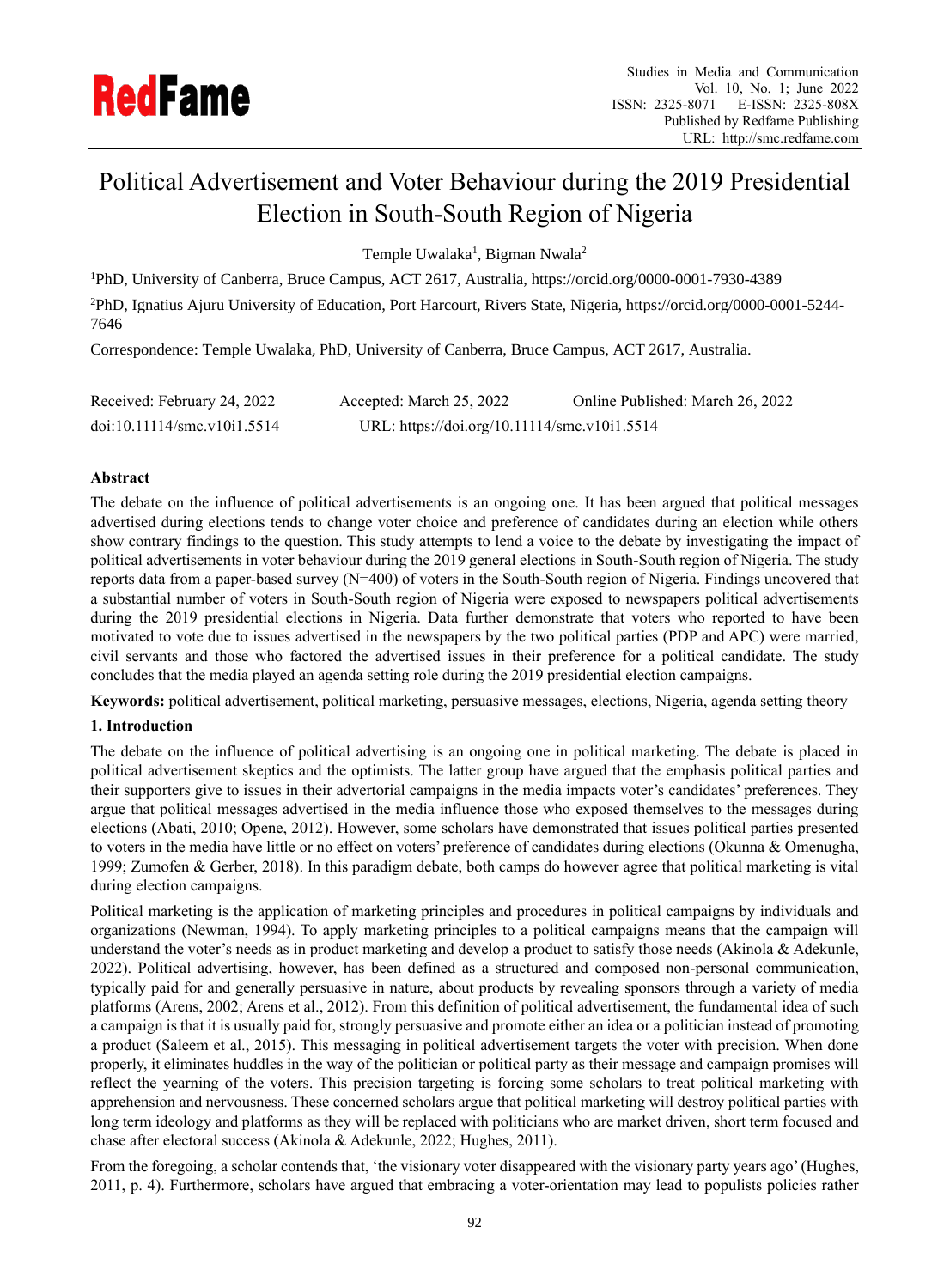# Political Advertisement and Voter Behaviour during the 2019 Presidential Election in South-South Region of Nigeria

Temple Uwalaka[1], Bigman Nwala[2]

[1]PhD, University of Canberra, Bruce Campus, ACT 2617, Australia, https://orcid.org/0000-0001-7930-4389

[2]PhD, Ignatius Ajuru University of Education, Port Harcourt, Rivers State, Nigeria, https://orcid.org/0000-0001-5244-7646

Correspondence: Temple Uwalaka, PhD, University of Canberra, Bruce Campus, ACT 2617, Australia.

Received: February 24, 2022 Accepted: March 25, 2022 Online Published: March 26, 2022

doi:10.11114/smc.v10i1.5514 URL: https://doi.org/10.11114/smc.v10i1.5514

**Abstract**

The debate on the influence of political advertisements is an ongoing one. It has been argued that political messages advertised during elections tends to change voter choice and preference of candidates during an election while others show contrary findings to the question. This study attempts to lend a voice to the debate by investigating the impact of political advertisements in voter behaviour during the 2019 general elections in South-South region of Nigeria. The study reports data from a paper-based survey (N=400) of voters in the South-South region of Nigeria. Findings uncovered that a substantial number of voters in South-South region of Nigeria were exposed to newspapers political advertisements during the 2019 presidential elections in Nigeria. Data further demonstrate that voters who reported to have been motivated to vote due to issues advertised in the newspapers by the two political parties (PDP and APC) were married, civil servants and those who factored the advertised issues in their preference for a political candidate. The study concludes that the media played an agenda setting role during the 2019 presidential election campaigns.

**Keywords:** political advertisement, political marketing, persuasive messages, elections, Nigeria, agenda setting theory

## 1. Introduction

The debate on the influence of political advertising is an ongoing one in political marketing. The debate is placed in political advertisement skeptics and the optimists. The latter group have argued that the emphasis political parties and their supporters give to issues in their advertorial campaigns in the media impacts voter's candidates' preferences. They argue that political messages advertised in the media influence those who exposed themselves to the messages during elections (Abati, 2010; Opene, 2012). However, some scholars have demonstrated that issues political parties presented to voters in the media have little or no effect on voters' preference of candidates during elections (Okunna & Omenugha, 1999; Zumofen & Gerber, 2018). In this paradigm debate, both camps do however agree that political marketing is vital during election campaigns.

Political marketing is the application of marketing principles and procedures in political campaigns by individuals and organizations (Newman, 1994). To apply marketing principles to a political campaigns means that the campaign will understand the voter's needs as in product marketing and develop a product to satisfy those needs (Akinola & Adekunle, 2022). Political advertising, however, has been defined as a structured and composed non-personal communication, typically paid for and generally persuasive in nature, about products by revealing sponsors through a variety of media platforms (Arens, 2002; Arens et al., 2012). From this definition of political advertisement, the fundamental idea of such a campaign is that it is usually paid for, strongly persuasive and promote either an idea or a politician instead of promoting a product (Saleem et al., 2015). This messaging in political advertisement targets the voter with precision. When done properly, it eliminates huddles in the way of the politician or political party as their message and campaign promises will reflect the yearning of the voters. This precision targeting is forcing some scholars to treat political marketing with apprehension and nervousness. These concerned scholars argue that political marketing will destroy political parties with long term ideology and platforms as they will be replaced with politicians who are market driven, short term focused and chase after electoral success (Akinola & Adekunle, 2022; Hughes, 2011).

From the foregoing, a scholar contends that, 'the visionary voter disappeared with the visionary party years ago' (Hughes, 2011, p. 4). Furthermore, scholars have argued that embracing a voter-orientation may lead to populists policies rather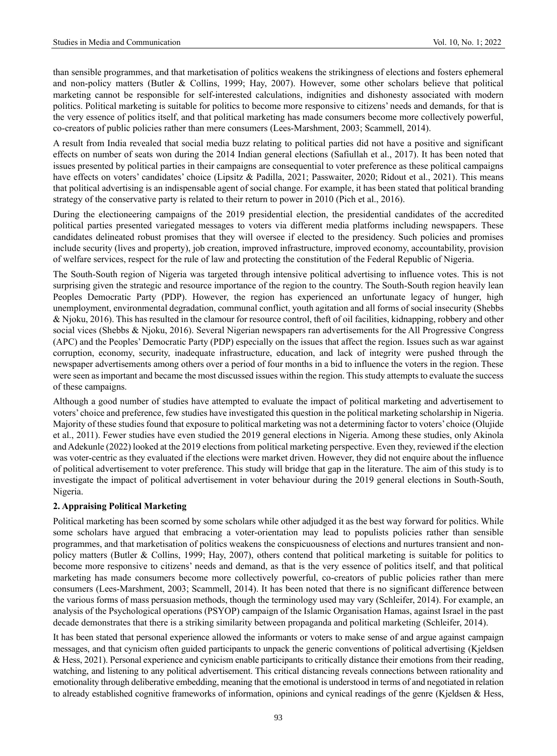than sensible programmes, and that marketisation of politics weakens the strikingness of elections and fosters ephemeral and non-policy matters (Butler & Collins, 1999; Hay, 2007). However, some other scholars believe that political marketing cannot be responsible for self-interested calculations, indignities and dishonesty associated with modern politics. Political marketing is suitable for politics to become more responsive to citizens' needs and demands, for that is the very essence of politics itself, and that political marketing has made consumers become more collectively powerful, co-creators of public policies rather than mere consumers (Lees-Marshment, 2003; Scammell, 2014).

A result from India revealed that social media buzz relating to political parties did not have a positive and significant effects on number of seats won during the 2014 Indian general elections (Safiullah et al., 2017). It has been noted that issues presented by political parties in their campaigns are consequential to voter preference as these political campaigns have effects on voters' candidates' choice (Lipsitz & Padilla, 2021; Passwaiter, 2020; Ridout et al., 2021). This means that political advertising is an indispensable agent of social change. For example, it has been stated that political branding strategy of the conservative party is related to their return to power in 2010 (Pich et al., 2016).

During the electioneering campaigns of the 2019 presidential election, the presidential candidates of the accredited political parties presented variegated messages to voters via different media platforms including newspapers. These candidates delineated robust promises that they will oversee if elected to the presidency. Such policies and promises include security (lives and property), job creation, improved infrastructure, improved economy, accountability, provision of welfare services, respect for the rule of law and protecting the constitution of the Federal Republic of Nigeria.

The South-South region of Nigeria was targeted through intensive political advertising to influence votes. This is not surprising given the strategic and resource importance of the region to the country. The South-South region heavily lean Peoples Democratic Party (PDP). However, the region has experienced an unfortunate legacy of hunger, high unemployment, environmental degradation, communal conflict, youth agitation and all forms of social insecurity (Shebbs & Njoku, 2016). This has resulted in the clamour for resource control, theft of oil facilities, kidnapping, robbery and other social vices (Shebbs & Njoku, 2016). Several Nigerian newspapers ran advertisements for the All Progressive Congress (APC) and the Peoples' Democratic Party (PDP) especially on the issues that affect the region. Issues such as war against corruption, economy, security, inadequate infrastructure, education, and lack of integrity were pushed through the newspaper advertisements among others over a period of four months in a bid to influence the voters in the region. These were seen as important and became the most discussed issues within the region. This study attempts to evaluate the success of these campaigns.

Although a good number of studies have attempted to evaluate the impact of political marketing and advertisement to voters' choice and preference, few studies have investigated this question in the political marketing scholarship in Nigeria. Majority of these studies found that exposure to political marketing was not a determining factor to voters' choice (Olujide et al., 2011). Fewer studies have even studied the 2019 general elections in Nigeria. Among these studies, only Akinola and Adekunle (2022) looked at the 2019 elections from political marketing perspective. Even they, reviewed if the election was voter-centric as they evaluated if the elections were market driven. However, they did not enquire about the influence of political advertisement to voter preference. This study will bridge that gap in the literature. The aim of this study is to investigate the impact of political advertisement in voter behaviour during the 2019 general elections in South-South, Nigeria.

## 2. Appraising Political Marketing

Political marketing has been scorned by some scholars while other adjudged it as the best way forward for politics. While some scholars have argued that embracing a voter-orientation may lead to populists policies rather than sensible programmes, and that marketisation of politics weakens the conspicuousness of elections and nurtures transient and non-policy matters (Butler & Collins, 1999; Hay, 2007), others contend that political marketing is suitable for politics to become more responsive to citizens' needs and demand, as that is the very essence of politics itself, and that political marketing has made consumers become more collectively powerful, co-creators of public policies rather than mere consumers (Lees-Marshment, 2003; Scammell, 2014). It has been noted that there is no significant difference between the various forms of mass persuasion methods, though the terminology used may vary (Schleifer, 2014). For example, an analysis of the Psychological operations (PSYOP) campaign of the Islamic Organisation Hamas, against Israel in the past decade demonstrates that there is a striking similarity between propaganda and political marketing (Schleifer, 2014).

It has been stated that personal experience allowed the informants or voters to make sense of and argue against campaign messages, and that cynicism often guided participants to unpack the generic conventions of political advertising (Kjeldsen & Hess, 2021). Personal experience and cynicism enable participants to critically distance their emotions from their reading, watching, and listening to any political advertisement. This critical distancing reveals connections between rationality and emotionality through deliberative embedding, meaning that the emotional is understood in terms of and negotiated in relation to already established cognitive frameworks of information, opinions and cynical readings of the genre (Kjeldsen & Hess,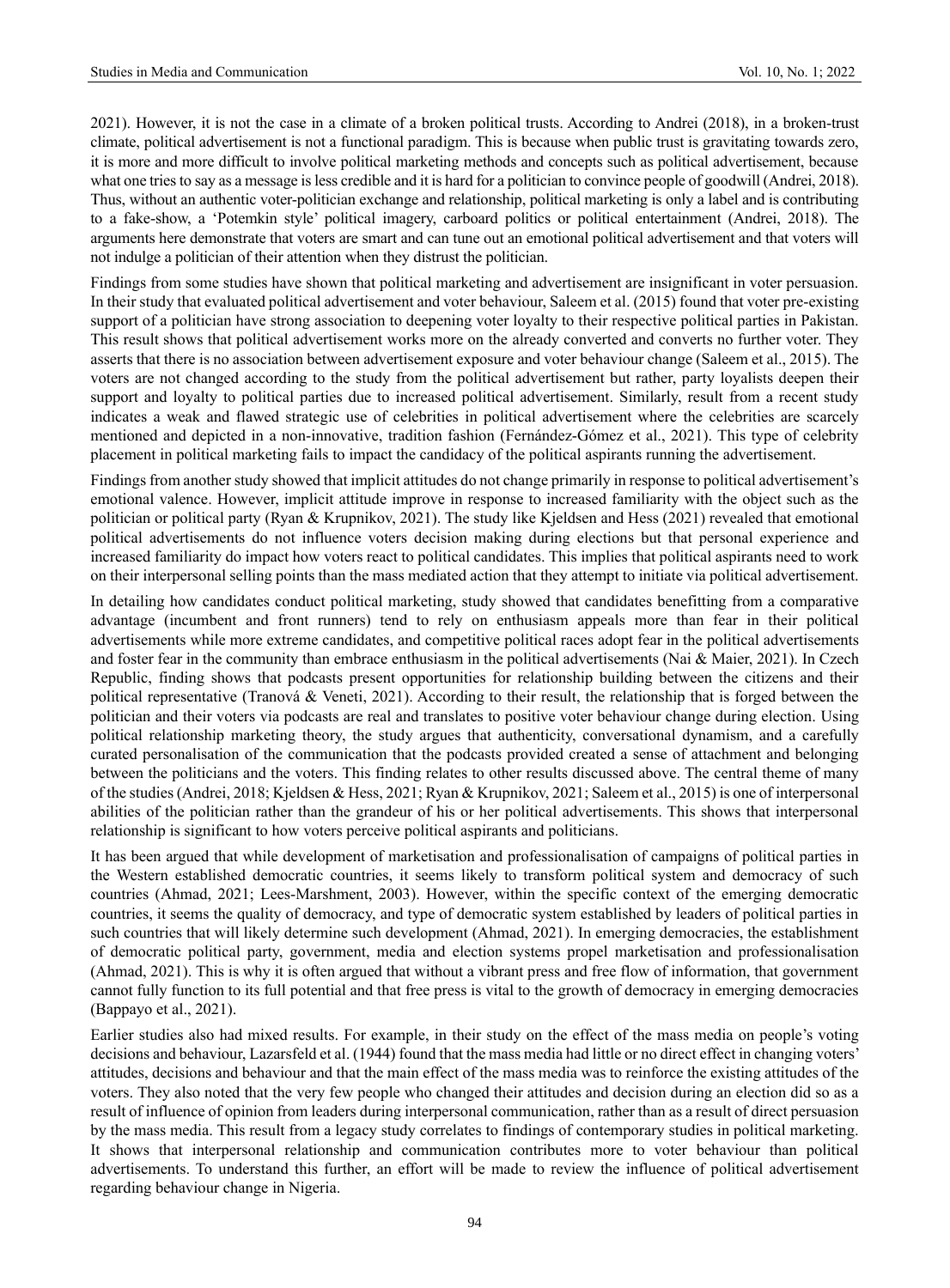2021). However, it is not the case in a climate of a broken political trusts. According to Andrei (2018), in a broken-trust climate, political advertisement is not a functional paradigm. This is because when public trust is gravitating towards zero, it is more and more difficult to involve political marketing methods and concepts such as political advertisement, because what one tries to say as a message is less credible and it is hard for a politician to convince people of goodwill (Andrei, 2018). Thus, without an authentic voter-politician exchange and relationship, political marketing is only a label and is contributing to a fake-show, a 'Potemkin style' political imagery, carboard politics or political entertainment (Andrei, 2018). The arguments here demonstrate that voters are smart and can tune out an emotional political advertisement and that voters will not indulge a politician of their attention when they distrust the politician.

Findings from some studies have shown that political marketing and advertisement are insignificant in voter persuasion. In their study that evaluated political advertisement and voter behaviour, Saleem et al. (2015) found that voter pre-existing support of a politician have strong association to deepening voter loyalty to their respective political parties in Pakistan. This result shows that political advertisement works more on the already converted and converts no further voter. They asserts that there is no association between advertisement exposure and voter behaviour change (Saleem et al., 2015). The voters are not changed according to the study from the political advertisement but rather, party loyalists deepen their support and loyalty to political parties due to increased political advertisement. Similarly, result from a recent study indicates a weak and flawed strategic use of celebrities in political advertisement where the celebrities are scarcely mentioned and depicted in a non-innovative, tradition fashion (Fernández-Gómez et al., 2021). This type of celebrity placement in political marketing fails to impact the candidacy of the political aspirants running the advertisement.

Findings from another study showed that implicit attitudes do not change primarily in response to political advertisement's emotional valence. However, implicit attitude improve in response to increased familiarity with the object such as the politician or political party (Ryan & Krupnikov, 2021). The study like Kjeldsen and Hess (2021) revealed that emotional political advertisements do not influence voters decision making during elections but that personal experience and increased familiarity do impact how voters react to political candidates. This implies that political aspirants need to work on their interpersonal selling points than the mass mediated action that they attempt to initiate via political advertisement.

In detailing how candidates conduct political marketing, study showed that candidates benefitting from a comparative advantage (incumbent and front runners) tend to rely on enthusiasm appeals more than fear in their political advertisements while more extreme candidates, and competitive political races adopt fear in the political advertisements and foster fear in the community than embrace enthusiasm in the political advertisements (Nai & Maier, 2021). In Czech Republic, finding shows that podcasts present opportunities for relationship building between the citizens and their political representative (Tranová & Veneti, 2021). According to their result, the relationship that is forged between the politician and their voters via podcasts are real and translates to positive voter behaviour change during election. Using political relationship marketing theory, the study argues that authenticity, conversational dynamism, and a carefully curated personalisation of the communication that the podcasts provided created a sense of attachment and belonging between the politicians and the voters. This finding relates to other results discussed above. The central theme of many of the studies (Andrei, 2018; Kjeldsen & Hess, 2021; Ryan & Krupnikov, 2021; Saleem et al., 2015) is one of interpersonal abilities of the politician rather than the grandeur of his or her political advertisements. This shows that interpersonal relationship is significant to how voters perceive political aspirants and politicians.

It has been argued that while development of marketisation and professionalisation of campaigns of political parties in the Western established democratic countries, it seems likely to transform political system and democracy of such countries (Ahmad, 2021; Lees-Marshment, 2003). However, within the specific context of the emerging democratic countries, it seems the quality of democracy, and type of democratic system established by leaders of political parties in such countries that will likely determine such development (Ahmad, 2021). In emerging democracies, the establishment of democratic political party, government, media and election systems propel marketisation and professionalisation (Ahmad, 2021). This is why it is often argued that without a vibrant press and free flow of information, that government cannot fully function to its full potential and that free press is vital to the growth of democracy in emerging democracies (Bappayo et al., 2021).

Earlier studies also had mixed results. For example, in their study on the effect of the mass media on people's voting decisions and behaviour, Lazarsfeld et al. (1944) found that the mass media had little or no direct effect in changing voters' attitudes, decisions and behaviour and that the main effect of the mass media was to reinforce the existing attitudes of the voters. They also noted that the very few people who changed their attitudes and decision during an election did so as a result of influence of opinion from leaders during interpersonal communication, rather than as a result of direct persuasion by the mass media. This result from a legacy study correlates to findings of contemporary studies in political marketing. It shows that interpersonal relationship and communication contributes more to voter behaviour than political advertisements. To understand this further, an effort will be made to review the influence of political advertisement regarding behaviour change in Nigeria.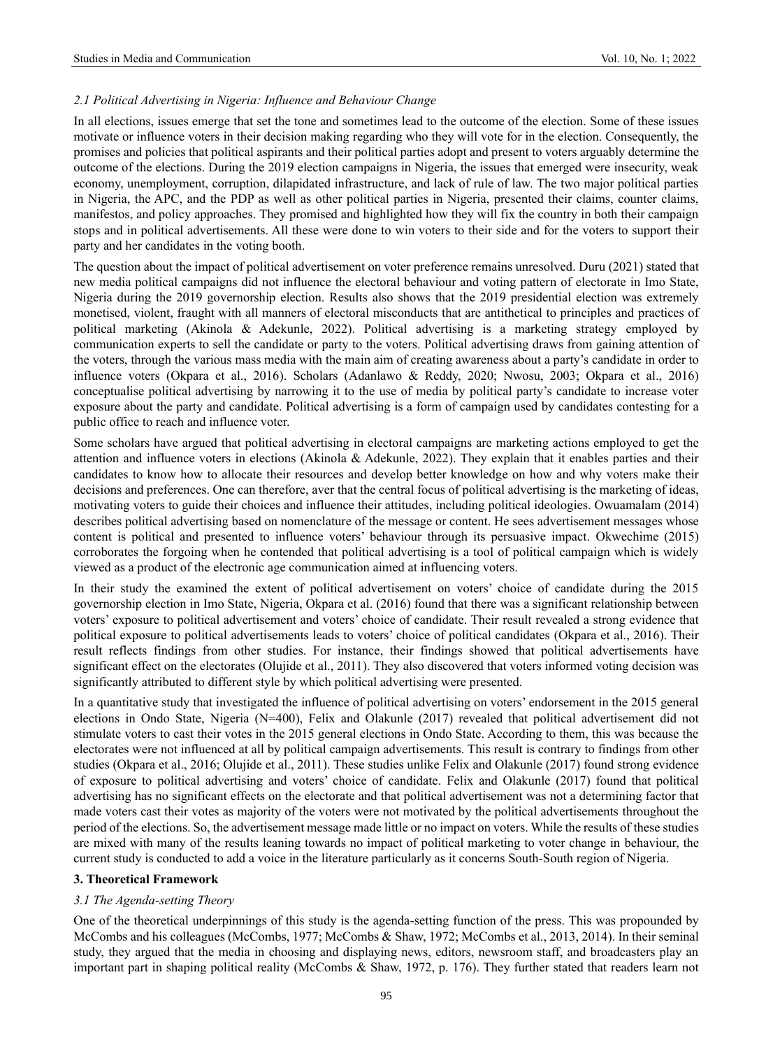### *2.1 Political Advertising in Nigeria: Influence and Behaviour Change*

In all elections, issues emerge that set the tone and sometimes lead to the outcome of the election. Some of these issues motivate or influence voters in their decision making regarding who they will vote for in the election. Consequently, the promises and policies that political aspirants and their political parties adopt and present to voters arguably determine the outcome of the elections. During the 2019 election campaigns in Nigeria, the issues that emerged were insecurity, weak economy, unemployment, corruption, dilapidated infrastructure, and lack of rule of law. The two major political parties in Nigeria, the APC, and the PDP as well as other political parties in Nigeria, presented their claims, counter claims, manifestos, and policy approaches. They promised and highlighted how they will fix the country in both their campaign stops and in political advertisements. All these were done to win voters to their side and for the voters to support their party and her candidates in the voting booth.

The question about the impact of political advertisement on voter preference remains unresolved. Duru (2021) stated that new media political campaigns did not influence the electoral behaviour and voting pattern of electorate in Imo State, Nigeria during the 2019 governorship election. Results also shows that the 2019 presidential election was extremely monetised, violent, fraught with all manners of electoral misconducts that are antithetical to principles and practices of political marketing (Akinola & Adekunle, 2022). Political advertising is a marketing strategy employed by communication experts to sell the candidate or party to the voters. Political advertising draws from gaining attention of the voters, through the various mass media with the main aim of creating awareness about a party's candidate in order to influence voters (Okpara et al., 2016). Scholars (Adanlawo & Reddy, 2020; Nwosu, 2003; Okpara et al., 2016) conceptualise political advertising by narrowing it to the use of media by political party's candidate to increase voter exposure about the party and candidate. Political advertising is a form of campaign used by candidates contesting for a public office to reach and influence voter.

Some scholars have argued that political advertising in electoral campaigns are marketing actions employed to get the attention and influence voters in elections (Akinola & Adekunle, 2022). They explain that it enables parties and their candidates to know how to allocate their resources and develop better knowledge on how and why voters make their decisions and preferences. One can therefore, aver that the central focus of political advertising is the marketing of ideas, motivating voters to guide their choices and influence their attitudes, including political ideologies. Owuamalam (2014) describes political advertising based on nomenclature of the message or content. He sees advertisement messages whose content is political and presented to influence voters' behaviour through its persuasive impact. Okwechime (2015) corroborates the forgoing when he contended that political advertising is a tool of political campaign which is widely viewed as a product of the electronic age communication aimed at influencing voters.

In their study the examined the extent of political advertisement on voters' choice of candidate during the 2015 governorship election in Imo State, Nigeria, Okpara et al. (2016) found that there was a significant relationship between voters' exposure to political advertisement and voters' choice of candidate. Their result revealed a strong evidence that political exposure to political advertisements leads to voters' choice of political candidates (Okpara et al., 2016). Their result reflects findings from other studies. For instance, their findings showed that political advertisements have significant effect on the electorates (Olujide et al., 2011). They also discovered that voters informed voting decision was significantly attributed to different style by which political advertising were presented.

In a quantitative study that investigated the influence of political advertising on voters' endorsement in the 2015 general elections in Ondo State, Nigeria (N=400), Felix and Olakunle (2017) revealed that political advertisement did not stimulate voters to cast their votes in the 2015 general elections in Ondo State. According to them, this was because the electorates were not influenced at all by political campaign advertisements. This result is contrary to findings from other studies (Okpara et al., 2016; Olujide et al., 2011). These studies unlike Felix and Olakunle (2017) found strong evidence of exposure to political advertising and voters' choice of candidate. Felix and Olakunle (2017) found that political advertising has no significant effects on the electorate and that political advertisement was not a determining factor that made voters cast their votes as majority of the voters were not motivated by the political advertisements throughout the period of the elections. So, the advertisement message made little or no impact on voters. While the results of these studies are mixed with many of the results leaning towards no impact of political marketing to voter change in behaviour, the current study is conducted to add a voice in the literature particularly as it concerns South-South region of Nigeria.

## 3. Theoretical Framework

### *3.1 The Agenda-setting Theory*

One of the theoretical underpinnings of this study is the agenda-setting function of the press. This was propounded by McCombs and his colleagues (McCombs, 1977; McCombs & Shaw, 1972; McCombs et al., 2013, 2014). In their seminal study, they argued that the media in choosing and displaying news, editors, newsroom staff, and broadcasters play an important part in shaping political reality (McCombs & Shaw, 1972, p. 176). They further stated that readers learn not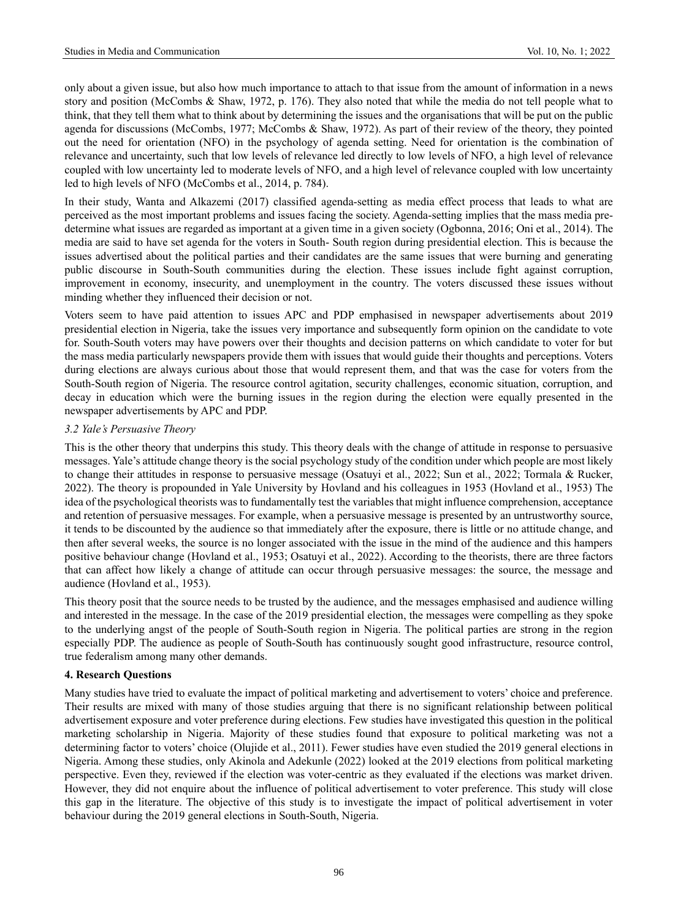only about a given issue, but also how much importance to attach to that issue from the amount of information in a news story and position (McCombs & Shaw, 1972, p. 176). They also noted that while the media do not tell people what to think, that they tell them what to think about by determining the issues and the organisations that will be put on the public agenda for discussions (McCombs, 1977; McCombs & Shaw, 1972). As part of their review of the theory, they pointed out the need for orientation (NFO) in the psychology of agenda setting. Need for orientation is the combination of relevance and uncertainty, such that low levels of relevance led directly to low levels of NFO, a high level of relevance coupled with low uncertainty led to moderate levels of NFO, and a high level of relevance coupled with low uncertainty led to high levels of NFO (McCombs et al., 2014, p. 784).

In their study, Wanta and Alkazemi (2017) classified agenda-setting as media effect process that leads to what are perceived as the most important problems and issues facing the society. Agenda-setting implies that the mass media pre-determine what issues are regarded as important at a given time in a given society (Ogbonna, 2016; Oni et al., 2014). The media are said to have set agenda for the voters in South- South region during presidential election. This is because the issues advertised about the political parties and their candidates are the same issues that were burning and generating public discourse in South-South communities during the election. These issues include fight against corruption, improvement in economy, insecurity, and unemployment in the country. The voters discussed these issues without minding whether they influenced their decision or not.

Voters seem to have paid attention to issues APC and PDP emphasised in newspaper advertisements about 2019 presidential election in Nigeria, take the issues very importance and subsequently form opinion on the candidate to vote for. South-South voters may have powers over their thoughts and decision patterns on which candidate to voter for but the mass media particularly newspapers provide them with issues that would guide their thoughts and perceptions. Voters during elections are always curious about those that would represent them, and that was the case for voters from the South-South region of Nigeria. The resource control agitation, security challenges, economic situation, corruption, and decay in education which were the burning issues in the region during the election were equally presented in the newspaper advertisements by APC and PDP.

### *3.2 Yale's Persuasive Theory*

This is the other theory that underpins this study. This theory deals with the change of attitude in response to persuasive messages. Yale's attitude change theory is the social psychology study of the condition under which people are most likely to change their attitudes in response to persuasive message (Osatuyi et al., 2022; Sun et al., 2022; Tormala & Rucker, 2022). The theory is propounded in Yale University by Hovland and his colleagues in 1953 (Hovland et al., 1953) The idea of the psychological theorists was to fundamentally test the variables that might influence comprehension, acceptance and retention of persuasive messages. For example, when a persuasive message is presented by an untrustworthy source, it tends to be discounted by the audience so that immediately after the exposure, there is little or no attitude change, and then after several weeks, the source is no longer associated with the issue in the mind of the audience and this hampers positive behaviour change (Hovland et al., 1953; Osatuyi et al., 2022). According to the theorists, there are three factors that can affect how likely a change of attitude can occur through persuasive messages: the source, the message and audience (Hovland et al., 1953).

This theory posit that the source needs to be trusted by the audience, and the messages emphasised and audience willing and interested in the message. In the case of the 2019 presidential election, the messages were compelling as they spoke to the underlying angst of the people of South-South region in Nigeria. The political parties are strong in the region especially PDP. The audience as people of South-South has continuously sought good infrastructure, resource control, true federalism among many other demands.

## 4. Research Questions

Many studies have tried to evaluate the impact of political marketing and advertisement to voters' choice and preference. Their results are mixed with many of those studies arguing that there is no significant relationship between political advertisement exposure and voter preference during elections. Few studies have investigated this question in the political marketing scholarship in Nigeria. Majority of these studies found that exposure to political marketing was not a determining factor to voters' choice (Olujide et al., 2011). Fewer studies have even studied the 2019 general elections in Nigeria. Among these studies, only Akinola and Adekunle (2022) looked at the 2019 elections from political marketing perspective. Even they, reviewed if the election was voter-centric as they evaluated if the elections was market driven. However, they did not enquire about the influence of political advertisement to voter preference. This study will close this gap in the literature. The objective of this study is to investigate the impact of political advertisement in voter behaviour during the 2019 general elections in South-South, Nigeria.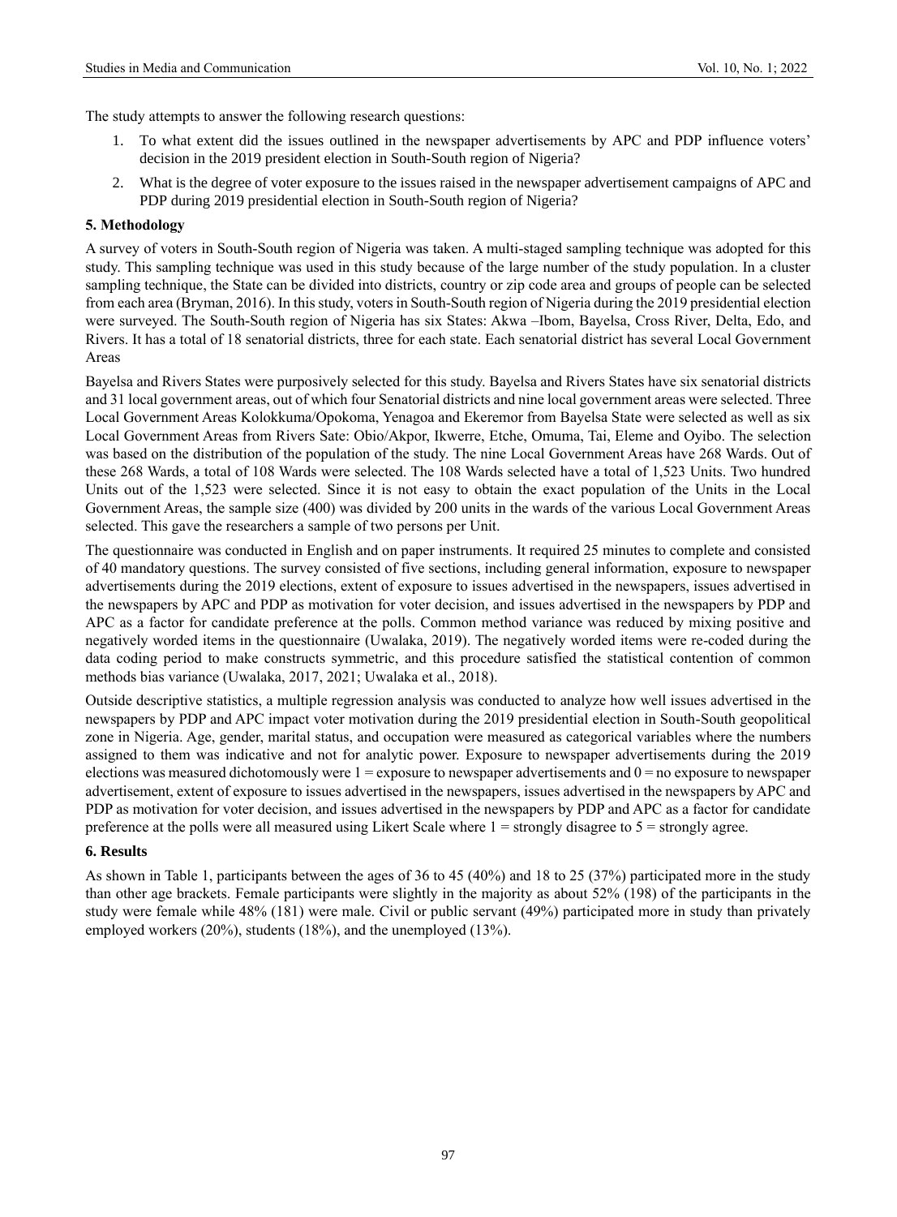The study attempts to answer the following research questions:

1. To what extent did the issues outlined in the newspaper advertisements by APC and PDP influence voters' decision in the 2019 president election in South-South region of Nigeria?
2. What is the degree of voter exposure to the issues raised in the newspaper advertisement campaigns of APC and PDP during 2019 presidential election in South-South region of Nigeria?

## 5. Methodology

A survey of voters in South-South region of Nigeria was taken. A multi-staged sampling technique was adopted for this study. This sampling technique was used in this study because of the large number of the study population. In a cluster sampling technique, the State can be divided into districts, country or zip code area and groups of people can be selected from each area (Bryman, 2016). In this study, voters in South-South region of Nigeria during the 2019 presidential election were surveyed. The South-South region of Nigeria has six States: Akwa –Ibom, Bayelsa, Cross River, Delta, Edo, and Rivers. It has a total of 18 senatorial districts, three for each state. Each senatorial district has several Local Government Areas

Bayelsa and Rivers States were purposively selected for this study. Bayelsa and Rivers States have six senatorial districts and 31 local government areas, out of which four Senatorial districts and nine local government areas were selected. Three Local Government Areas Kolokkuma/Opokoma, Yenagoa and Ekeremor from Bayelsa State were selected as well as six Local Government Areas from Rivers Sate: Obio/Akpor, Ikwerre, Etche, Omuma, Tai, Eleme and Oyibo. The selection was based on the distribution of the population of the study. The nine Local Government Areas have 268 Wards. Out of these 268 Wards, a total of 108 Wards were selected. The 108 Wards selected have a total of 1,523 Units. Two hundred Units out of the 1,523 were selected. Since it is not easy to obtain the exact population of the Units in the Local Government Areas, the sample size (400) was divided by 200 units in the wards of the various Local Government Areas selected. This gave the researchers a sample of two persons per Unit.

The questionnaire was conducted in English and on paper instruments. It required 25 minutes to complete and consisted of 40 mandatory questions. The survey consisted of five sections, including general information, exposure to newspaper advertisements during the 2019 elections, extent of exposure to issues advertised in the newspapers, issues advertised in the newspapers by APC and PDP as motivation for voter decision, and issues advertised in the newspapers by PDP and APC as a factor for candidate preference at the polls. Common method variance was reduced by mixing positive and negatively worded items in the questionnaire (Uwalaka, 2019). The negatively worded items were re-coded during the data coding period to make constructs symmetric, and this procedure satisfied the statistical contention of common methods bias variance (Uwalaka, 2017, 2021; Uwalaka et al., 2018).

Outside descriptive statistics, a multiple regression analysis was conducted to analyze how well issues advertised in the newspapers by PDP and APC impact voter motivation during the 2019 presidential election in South-South geopolitical zone in Nigeria. Age, gender, marital status, and occupation were measured as categorical variables where the numbers assigned to them was indicative and not for analytic power. Exposure to newspaper advertisements during the 2019 elections was measured dichotomously were 1 = exposure to newspaper advertisements and 0 = no exposure to newspaper advertisement, extent of exposure to issues advertised in the newspapers, issues advertised in the newspapers by APC and PDP as motivation for voter decision, and issues advertised in the newspapers by PDP and APC as a factor for candidate preference at the polls were all measured using Likert Scale where 1 = strongly disagree to 5 = strongly agree.

## 6. Results

As shown in Table 1, participants between the ages of 36 to 45 (40%) and 18 to 25 (37%) participated more in the study than other age brackets. Female participants were slightly in the majority as about 52% (198) of the participants in the study were female while 48% (181) were male. Civil or public servant (49%) participated more in study than privately employed workers (20%), students (18%), and the unemployed (13%).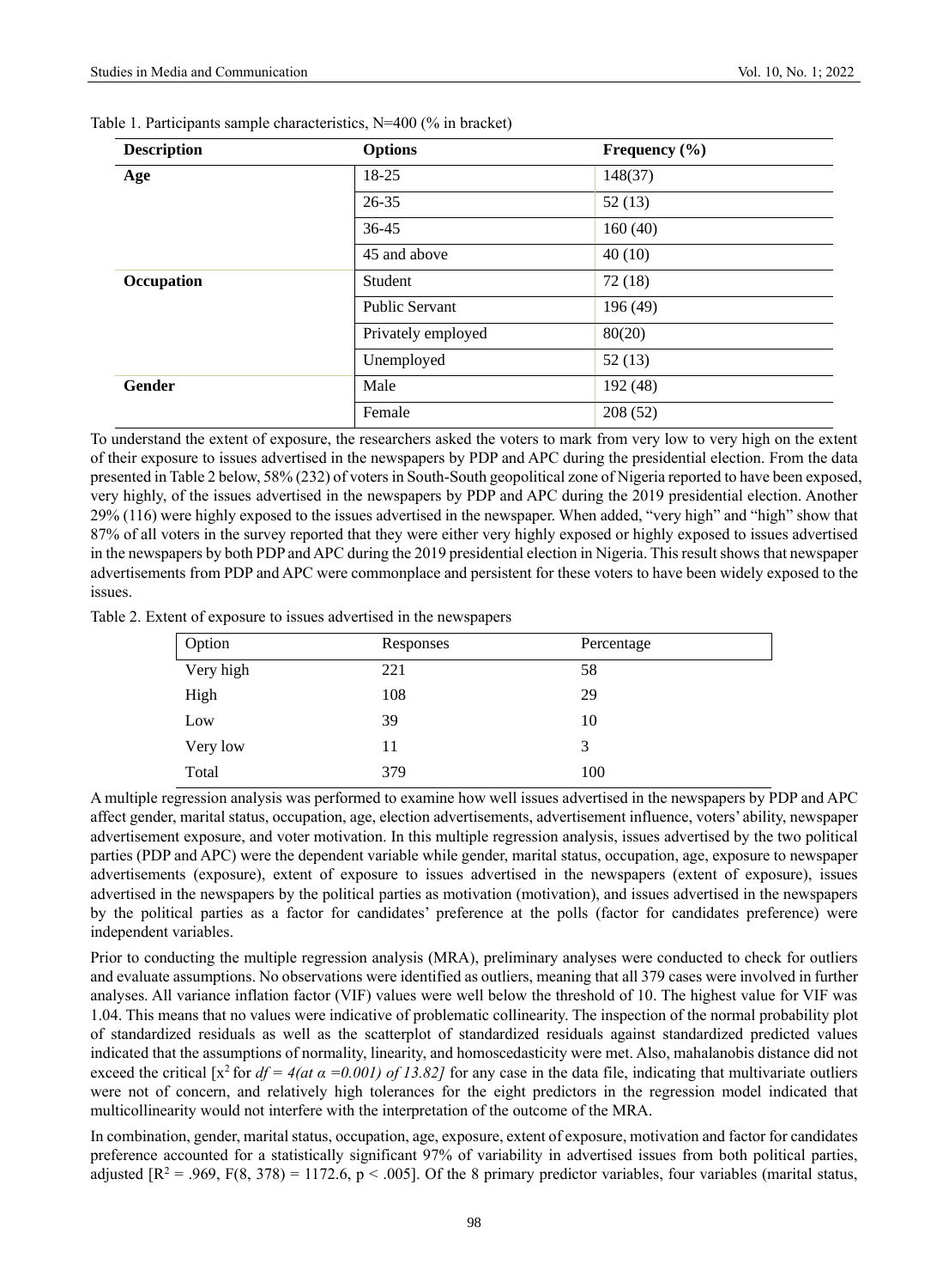Table 1. Participants sample characteristics, N=400 (% in bracket)

| Description | Options | Frequency (%) |
|---|---|---|
| **Age** | 18-25 | 148(37) |
| | 26-35 | 52 (13) |
| | 36-45 | 160 (40) |
| | 45 and above | 40 (10) |
| **Occupation** | Student | 72 (18) |
| | Public Servant | 196 (49) |
| | Privately employed | 80(20) |
| | Unemployed | 52 (13) |
| **Gender** | Male | 192 (48) |
| | Female | 208 (52) |

To understand the extent of exposure, the researchers asked the voters to mark from very low to very high on the extent of their exposure to issues advertised in the newspapers by PDP and APC during the presidential election. From the data presented in Table 2 below, 58% (232) of voters in South-South geopolitical zone of Nigeria reported to have been exposed, very highly, of the issues advertised in the newspapers by PDP and APC during the 2019 presidential election. Another 29% (116) were highly exposed to the issues advertised in the newspaper. When added, "very high" and "high" show that 87% of all voters in the survey reported that they were either very highly exposed or highly exposed to issues advertised in the newspapers by both PDP and APC during the 2019 presidential election in Nigeria. This result shows that newspaper advertisements from PDP and APC were commonplace and persistent for these voters to have been widely exposed to the issues.

Table 2. Extent of exposure to issues advertised in the newspapers

| Option | Responses | Percentage |
|---|---|---|
| Very high | 221 | 58 |
| High | 108 | 29 |
| Low | 39 | 10 |
| Very low | 11 | 3 |
| Total | 379 | 100 |

A multiple regression analysis was performed to examine how well issues advertised in the newspapers by PDP and APC affect gender, marital status, occupation, age, election advertisements, advertisement influence, voters' ability, newspaper advertisement exposure, and voter motivation. In this multiple regression analysis, issues advertised by the two political parties (PDP and APC) were the dependent variable while gender, marital status, occupation, age, exposure to newspaper advertisements (exposure), extent of exposure to issues advertised in the newspapers (extent of exposure), issues advertised in the newspapers by the political parties as motivation (motivation), and issues advertised in the newspapers by the political parties as a factor for candidates' preference at the polls (factor for candidates preference) were independent variables.

Prior to conducting the multiple regression analysis (MRA), preliminary analyses were conducted to check for outliers and evaluate assumptions. No observations were identified as outliers, meaning that all 379 cases were involved in further analyses. All variance inflation factor (VIF) values were well below the threshold of 10. The highest value for VIF was 1.04. This means that no values were indicative of problematic collinearity. The inspection of the normal probability plot of standardized residuals as well as the scatterplot of standardized residuals against standardized predicted values indicated that the assumptions of normality, linearity, and homoscedasticity were met. Also, mahalanobis distance did not exceed the critical [$x^2$ for *df = 4(at* $\alpha$ *=0.001) of 13.82]* for any case in the data file, indicating that multivariate outliers were not of concern, and relatively high tolerances for the eight predictors in the regression model indicated that multicollinearity would not interfere with the interpretation of the outcome of the MRA.

In combination, gender, marital status, occupation, age, exposure, extent of exposure, motivation and factor for candidates preference accounted for a statistically significant 97% of variability in advertised issues from both political parties, adjusted [$R^2 = .969$, $F(8, 378) = 1172.6$, $p < .005$]. Of the 8 primary predictor variables, four variables (marital status,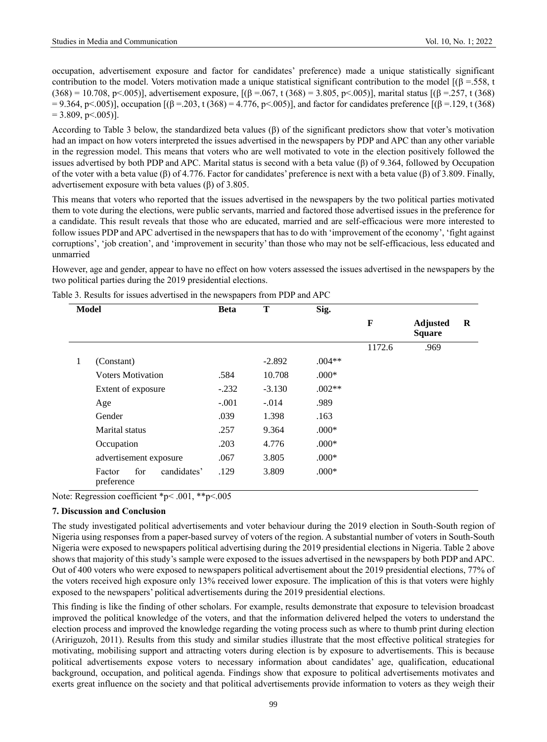occupation, advertisement exposure and factor for candidates' preference) made a unique statistically significant contribution to the model. Voters motivation made a unique statistical significant contribution to the model [(β =.558, t (368) = 10.708, p<.005)], advertisement exposure, [(β =.067, t (368) = 3.805, p<.005)], marital status [(β =.257, t (368) = 9.364, p<.005)], occupation [(β =.203, t (368) = 4.776, p<.005)], and factor for candidates preference [(β =.129, t (368) = 3.809, p<.005)].

According to Table 3 below, the standardized beta values (β) of the significant predictors show that voter's motivation had an impact on how voters interpreted the issues advertised in the newspapers by PDP and APC than any other variable in the regression model. This means that voters who are well motivated to vote in the election positively followed the issues advertised by both PDP and APC. Marital status is second with a beta value (β) of 9.364, followed by Occupation of the voter with a beta value (β) of 4.776. Factor for candidates' preference is next with a beta value (β) of 3.809. Finally, advertisement exposure with beta values (β) of 3.805.

This means that voters who reported that the issues advertised in the newspapers by the two political parties motivated them to vote during the elections, were public servants, married and factored those advertised issues in the preference for a candidate. This result reveals that those who are educated, married and are self-efficacious were more interested to follow issues PDP and APC advertised in the newspapers that has to do with 'improvement of the economy', 'fight against corruptions', 'job creation', and 'improvement in security' than those who may not be self-efficacious, less educated and unmarried

However, age and gender, appear to have no effect on how voters assessed the issues advertised in the newspapers by the two political parties during the 2019 presidential elections.

Table 3. Results for issues advertised in the newspapers from PDP and APC

| Model | | Beta | T | Sig. | F | Adjusted R Square |
|---|---|---|---|---|---|---|
| | | | | | 1172.6 | .969 |
| 1 | (Constant) | | -2.892 | .004** | | |
| | Voters Motivation | .584 | 10.708 | .000* | | |
| | Extent of exposure | -.232 | -3.130 | .002** | | |
| | Age | -.001 | -.014 | .989 | | |
| | Gender | .039 | 1.398 | .163 | | |
| | Marital status | .257 | 9.364 | .000* | | |
| | Occupation | .203 | 4.776 | .000* | | |
| | advertisement exposure | .067 | 3.805 | .000* | | |
| | Factor for candidates' preference | .129 | 3.809 | .000* | | |

Note: Regression coefficient *p< .001, **p<.005

## 7. Discussion and Conclusion

The study investigated political advertisements and voter behaviour during the 2019 election in South-South region of Nigeria using responses from a paper-based survey of voters of the region. A substantial number of voters in South-South Nigeria were exposed to newspapers political advertising during the 2019 presidential elections in Nigeria. Table 2 above shows that majority of this study's sample were exposed to the issues advertised in the newspapers by both PDP and APC. Out of 400 voters who were exposed to newspapers political advertisement about the 2019 presidential elections, 77% of the voters received high exposure only 13% received lower exposure. The implication of this is that voters were highly exposed to the newspapers' political advertisements during the 2019 presidential elections.

This finding is like the finding of other scholars. For example, results demonstrate that exposure to television broadcast improved the political knowledge of the voters, and that the information delivered helped the voters to understand the election process and improved the knowledge regarding the voting process such as where to thumb print during election (Aririguzoh, 2011). Results from this study and similar studies illustrate that the most effective political strategies for motivating, mobilising support and attracting voters during election is by exposure to advertisements. This is because political advertisements expose voters to necessary information about candidates' age, qualification, educational background, occupation, and political agenda. Findings show that exposure to political advertisements motivates and exerts great influence on the society and that political advertisements provide information to voters as they weigh their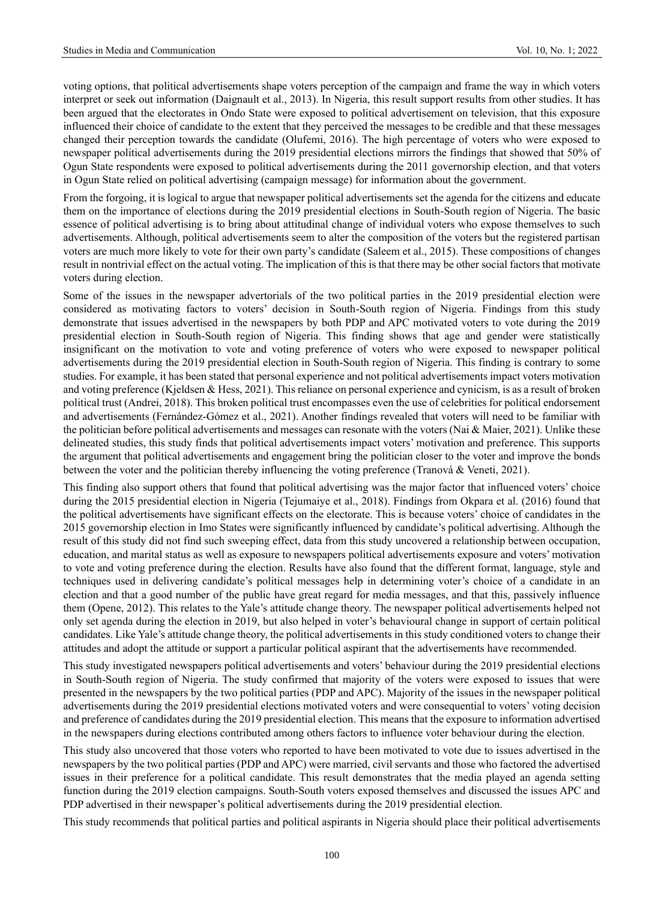voting options, that political advertisements shape voters perception of the campaign and frame the way in which voters interpret or seek out information (Daignault et al., 2013). In Nigeria, this result support results from other studies. It has been argued that the electorates in Ondo State were exposed to political advertisement on television, that this exposure influenced their choice of candidate to the extent that they perceived the messages to be credible and that these messages changed their perception towards the candidate (Olufemi, 2016). The high percentage of voters who were exposed to newspaper political advertisements during the 2019 presidential elections mirrors the findings that showed that 50% of Ogun State respondents were exposed to political advertisements during the 2011 governorship election, and that voters in Ogun State relied on political advertising (campaign message) for information about the government.

From the forgoing, it is logical to argue that newspaper political advertisements set the agenda for the citizens and educate them on the importance of elections during the 2019 presidential elections in South-South region of Nigeria. The basic essence of political advertising is to bring about attitudinal change of individual voters who expose themselves to such advertisements. Although, political advertisements seem to alter the composition of the voters but the registered partisan voters are much more likely to vote for their own party's candidate (Saleem et al., 2015). These compositions of changes result in nontrivial effect on the actual voting. The implication of this is that there may be other social factors that motivate voters during election.

Some of the issues in the newspaper advertorials of the two political parties in the 2019 presidential election were considered as motivating factors to voters' decision in South-South region of Nigeria. Findings from this study demonstrate that issues advertised in the newspapers by both PDP and APC motivated voters to vote during the 2019 presidential election in South-South region of Nigeria. This finding shows that age and gender were statistically insignificant on the motivation to vote and voting preference of voters who were exposed to newspaper political advertisements during the 2019 presidential election in South-South region of Nigeria. This finding is contrary to some studies. For example, it has been stated that personal experience and not political advertisements impact voters motivation and voting preference (Kjeldsen & Hess, 2021). This reliance on personal experience and cynicism, is as a result of broken political trust (Andrei, 2018). This broken political trust encompasses even the use of celebrities for political endorsement and advertisements (Fernández-Gómez et al., 2021). Another findings revealed that voters will need to be familiar with the politician before political advertisements and messages can resonate with the voters (Nai & Maier, 2021). Unlike these delineated studies, this study finds that political advertisements impact voters' motivation and preference. This supports the argument that political advertisements and engagement bring the politician closer to the voter and improve the bonds between the voter and the politician thereby influencing the voting preference (Tranová & Veneti, 2021).

This finding also support others that found that political advertising was the major factor that influenced voters' choice during the 2015 presidential election in Nigeria (Tejumaiye et al., 2018). Findings from Okpara et al. (2016) found that the political advertisements have significant effects on the electorate. This is because voters' choice of candidates in the 2015 governorship election in Imo States were significantly influenced by candidate's political advertising. Although the result of this study did not find such sweeping effect, data from this study uncovered a relationship between occupation, education, and marital status as well as exposure to newspapers political advertisements exposure and voters' motivation to vote and voting preference during the election. Results have also found that the different format, language, style and techniques used in delivering candidate's political messages help in determining voter's choice of a candidate in an election and that a good number of the public have great regard for media messages, and that this, passively influence them (Opene, 2012). This relates to the Yale's attitude change theory. The newspaper political advertisements helped not only set agenda during the election in 2019, but also helped in voter's behavioural change in support of certain political candidates. Like Yale's attitude change theory, the political advertisements in this study conditioned voters to change their attitudes and adopt the attitude or support a particular political aspirant that the advertisements have recommended.

This study investigated newspapers political advertisements and voters' behaviour during the 2019 presidential elections in South-South region of Nigeria. The study confirmed that majority of the voters were exposed to issues that were presented in the newspapers by the two political parties (PDP and APC). Majority of the issues in the newspaper political advertisements during the 2019 presidential elections motivated voters and were consequential to voters' voting decision and preference of candidates during the 2019 presidential election. This means that the exposure to information advertised in the newspapers during elections contributed among others factors to influence voter behaviour during the election.

This study also uncovered that those voters who reported to have been motivated to vote due to issues advertised in the newspapers by the two political parties (PDP and APC) were married, civil servants and those who factored the advertised issues in their preference for a political candidate. This result demonstrates that the media played an agenda setting function during the 2019 election campaigns. South-South voters exposed themselves and discussed the issues APC and PDP advertised in their newspaper's political advertisements during the 2019 presidential election.

This study recommends that political parties and political aspirants in Nigeria should place their political advertisements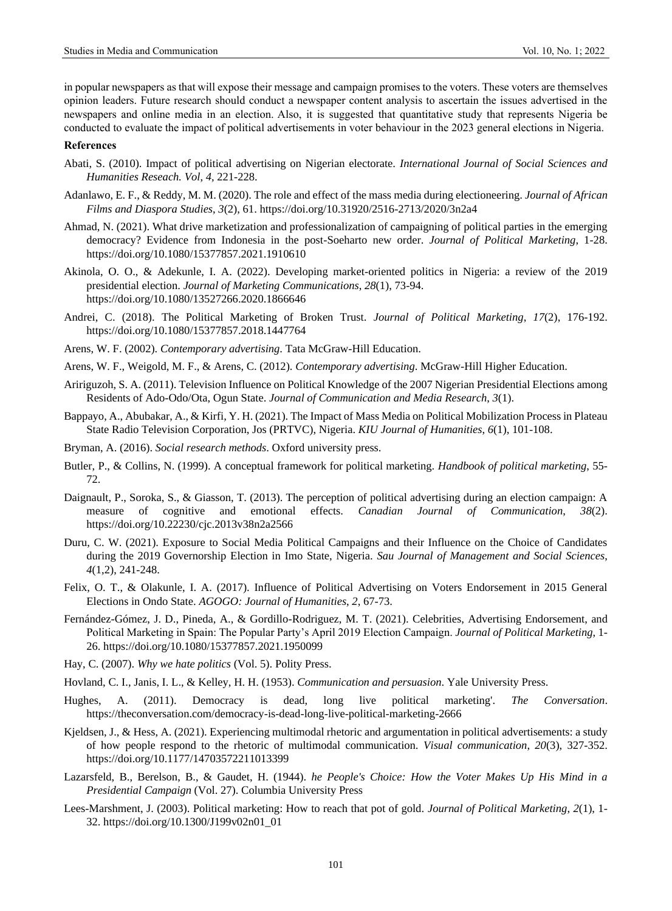in popular newspapers as that will expose their message and campaign promises to the voters. These voters are themselves opinion leaders. Future research should conduct a newspaper content analysis to ascertain the issues advertised in the newspapers and online media in an election. Also, it is suggested that quantitative study that represents Nigeria be conducted to evaluate the impact of political advertisements in voter behaviour in the 2023 general elections in Nigeria.

**References**

Abati, S. (2010). Impact of political advertising on Nigerian electorate. *International Journal of Social Sciences and Humanities Reseach. Vol*, *4*, 221-228.

Adanlawo, E. F., & Reddy, M. M. (2020). The role and effect of the mass media during electioneering. *Journal of African Films and Diaspora Studies*, *3*(2), 61. https://doi.org/10.31920/2516-2713/2020/3n2a4

Ahmad, N. (2021). What drive marketization and professionalization of campaigning of political parties in the emerging democracy? Evidence from Indonesia in the post-Soeharto new order. *Journal of Political Marketing*, 1-28. https://doi.org/10.1080/15377857.2021.1910610

Akinola, O. O., & Adekunle, I. A. (2022). Developing market-oriented politics in Nigeria: a review of the 2019 presidential election. *Journal of Marketing Communications*, *28*(1), 73-94. https://doi.org/10.1080/13527266.2020.1866646

Andrei, C. (2018). The Political Marketing of Broken Trust. *Journal of Political Marketing*, *17*(2), 176-192. https://doi.org/10.1080/15377857.2018.1447764

Arens, W. F. (2002). *Contemporary advertising*. Tata McGraw-Hill Education.

Arens, W. F., Weigold, M. F., & Arens, C. (2012). *Contemporary advertising*. McGraw-Hill Higher Education.

Aririguzoh, S. A. (2011). Television Influence on Political Knowledge of the 2007 Nigerian Presidential Elections among Residents of Ado-Odo/Ota, Ogun State. *Journal of Communication and Media Research*, *3*(1).

Bappayo, A., Abubakar, A., & Kirfi, Y. H. (2021). The Impact of Mass Media on Political Mobilization Process in Plateau State Radio Television Corporation, Jos (PRTVC), Nigeria. *KIU Journal of Humanities*, *6*(1), 101-108.

Bryman, A. (2016). *Social research methods*. Oxford university press.

Butler, P., & Collins, N. (1999). A conceptual framework for political marketing. *Handbook of political marketing*, 55-72.

Daignault, P., Soroka, S., & Giasson, T. (2013). The perception of political advertising during an election campaign: A measure of cognitive and emotional effects. *Canadian Journal of Communication*, *38*(2). https://doi.org/10.22230/cjc.2013v38n2a2566

Duru, C. W. (2021). Exposure to Social Media Political Campaigns and their Influence on the Choice of Candidates during the 2019 Governorship Election in Imo State, Nigeria. *Sau Journal of Management and Social Sciences*, *4*(1,2), 241-248.

Felix, O. T., & Olakunle, I. A. (2017). Influence of Political Advertising on Voters Endorsement in 2015 General Elections in Ondo State. *AGOGO: Journal of Humanities*, *2*, 67-73.

Fernández-Gómez, J. D., Pineda, A., & Gordillo-Rodriguez, M. T. (2021). Celebrities, Advertising Endorsement, and Political Marketing in Spain: The Popular Party's April 2019 Election Campaign. *Journal of Political Marketing*, 1-26. https://doi.org/10.1080/15377857.2021.1950099

Hay, C. (2007). *Why we hate politics* (Vol. 5). Polity Press.

Hovland, C. I., Janis, I. L., & Kelley, H. H. (1953). *Communication and persuasion*. Yale University Press.

Hughes, A. (2011). Democracy is dead, long live political marketing'. *The Conversation*. https://theconversation.com/democracy-is-dead-long-live-political-marketing-2666

Kjeldsen, J., & Hess, A. (2021). Experiencing multimodal rhetoric and argumentation in political advertisements: a study of how people respond to the rhetoric of multimodal communication. *Visual communication*, *20*(3), 327-352. https://doi.org/10.1177/14703572211013399

Lazarsfeld, B., Berelson, B., & Gaudet, H. (1944). *he People's Choice: How the Voter Makes Up His Mind in a Presidential Campaign* (Vol. 27). Columbia University Press

Lees-Marshment, J. (2003). Political marketing: How to reach that pot of gold. *Journal of Political Marketing*, *2*(1), 1-32. https://doi.org/10.1300/J199v02n01_01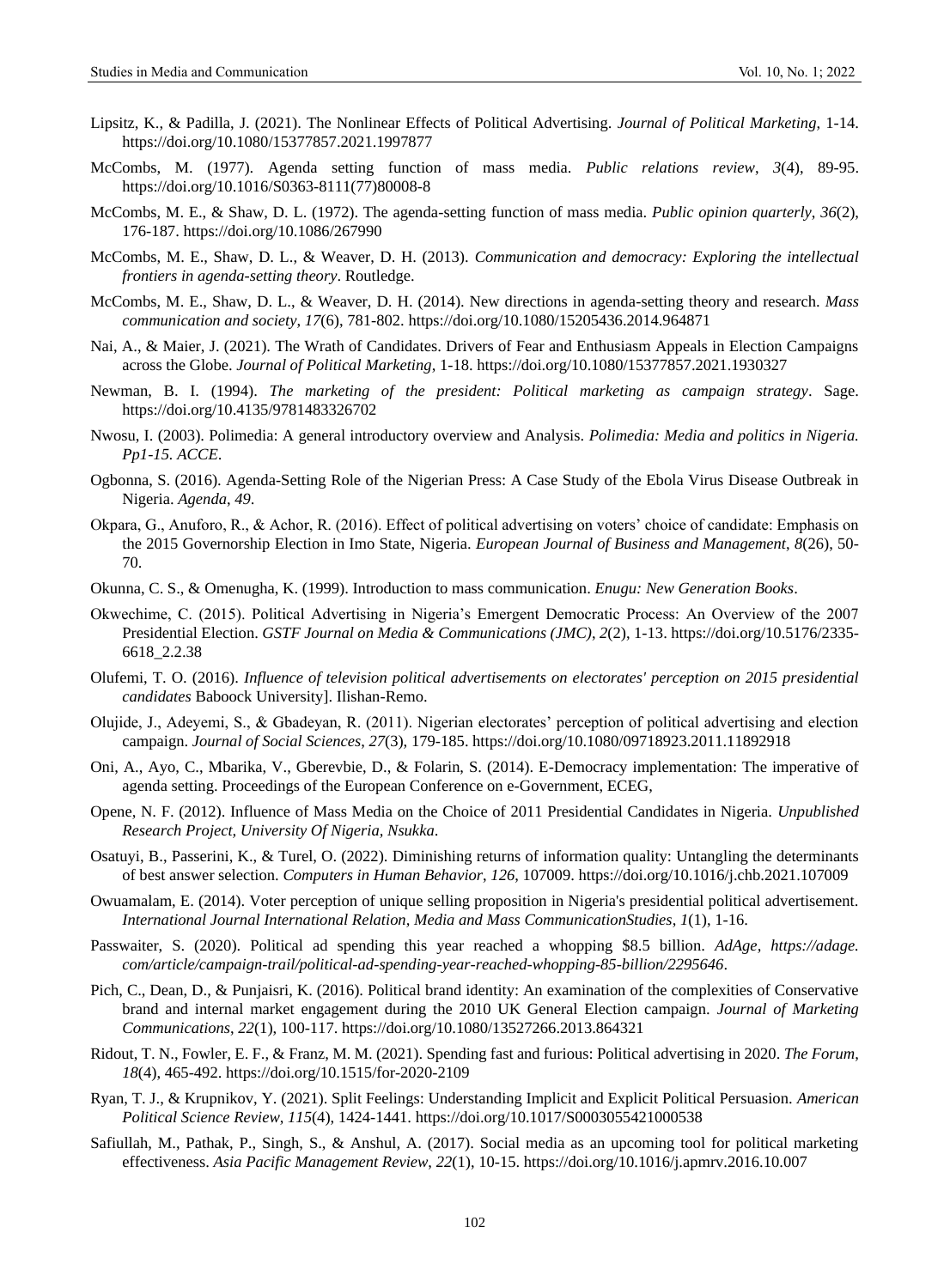Lipsitz, K., & Padilla, J. (2021). The Nonlinear Effects of Political Advertising. *Journal of Political Marketing*, 1-14. https://doi.org/10.1080/15377857.2021.1997877

McCombs, M. (1977). Agenda setting function of mass media. *Public relations review*, *3*(4), 89-95. https://doi.org/10.1016/S0363-8111(77)80008-8

McCombs, M. E., & Shaw, D. L. (1972). The agenda-setting function of mass media. *Public opinion quarterly*, *36*(2), 176-187. https://doi.org/10.1086/267990

McCombs, M. E., Shaw, D. L., & Weaver, D. H. (2013). *Communication and democracy: Exploring the intellectual frontiers in agenda-setting theory*. Routledge.

McCombs, M. E., Shaw, D. L., & Weaver, D. H. (2014). New directions in agenda-setting theory and research. *Mass communication and society*, *17*(6), 781-802. https://doi.org/10.1080/15205436.2014.964871

Nai, A., & Maier, J. (2021). The Wrath of Candidates. Drivers of Fear and Enthusiasm Appeals in Election Campaigns across the Globe. *Journal of Political Marketing*, 1-18. https://doi.org/10.1080/15377857.2021.1930327

Newman, B. I. (1994). *The marketing of the president: Political marketing as campaign strategy*. Sage. https://doi.org/10.4135/9781483326702

Nwosu, I. (2003). Polimedia: A general introductory overview and Analysis. *Polimedia: Media and politics in Nigeria. Pp1-15. ACCE*.

Ogbonna, S. (2016). Agenda-Setting Role of the Nigerian Press: A Case Study of the Ebola Virus Disease Outbreak in Nigeria. *Agenda*, *49*.

Okpara, G., Anuforo, R., & Achor, R. (2016). Effect of political advertising on voters' choice of candidate: Emphasis on the 2015 Governorship Election in Imo State, Nigeria. *European Journal of Business and Management*, *8*(26), 50-70.

Okunna, C. S., & Omenugha, K. (1999). Introduction to mass communication. *Enugu: New Generation Books*.

Okwechime, C. (2015). Political Advertising in Nigeria's Emergent Democratic Process: An Overview of the 2007 Presidential Election. *GSTF Journal on Media & Communications (JMC)*, *2*(2), 1-13. https://doi.org/10.5176/2335-6618_2.2.38

Olufemi, T. O. (2016). *Influence of television political advertisements on electorates' perception on 2015 presidential candidates* Baboock University]. Ilishan-Remo.

Olujide, J., Adeyemi, S., & Gbadeyan, R. (2011). Nigerian electorates' perception of political advertising and election campaign. *Journal of Social Sciences*, *27*(3), 179-185. https://doi.org/10.1080/09718923.2011.11892918

Oni, A., Ayo, C., Mbarika, V., Gberevbie, D., & Folarin, S. (2014). E-Democracy implementation: The imperative of agenda setting. Proceedings of the European Conference on e-Government, ECEG,

Opene, N. F. (2012). Influence of Mass Media on the Choice of 2011 Presidential Candidates in Nigeria. *Unpublished Research Project, University Of Nigeria, Nsukka*.

Osatuyi, B., Passerini, K., & Turel, O. (2022). Diminishing returns of information quality: Untangling the determinants of best answer selection. *Computers in Human Behavior*, *126*, 107009. https://doi.org/10.1016/j.chb.2021.107009

Owuamalam, E. (2014). Voter perception of unique selling proposition in Nigeria's presidential political advertisement. *International Journal International Relation, Media and Mass CommunicationStudies*, *1*(1), 1-16.

Passwaiter, S. (2020). Political ad spending this year reached a whopping $8.5 billion. *AdAge, https://adage.com/article/campaign-trail/political-ad-spending-year-reached-whopping-85-billion/2295646*.

Pich, C., Dean, D., & Punjaisri, K. (2016). Political brand identity: An examination of the complexities of Conservative brand and internal market engagement during the 2010 UK General Election campaign. *Journal of Marketing Communications*, *22*(1), 100-117. https://doi.org/10.1080/13527266.2013.864321

Ridout, T. N., Fowler, E. F., & Franz, M. M. (2021). Spending fast and furious: Political advertising in 2020. *The Forum*, *18*(4), 465-492. https://doi.org/10.1515/for-2020-2109

Ryan, T. J., & Krupnikov, Y. (2021). Split Feelings: Understanding Implicit and Explicit Political Persuasion. *American Political Science Review*, *115*(4), 1424-1441. https://doi.org/10.1017/S0003055421000538

Safiullah, M., Pathak, P., Singh, S., & Anshul, A. (2017). Social media as an upcoming tool for political marketing effectiveness. *Asia Pacific Management Review*, *22*(1), 10-15. https://doi.org/10.1016/j.apmrv.2016.10.007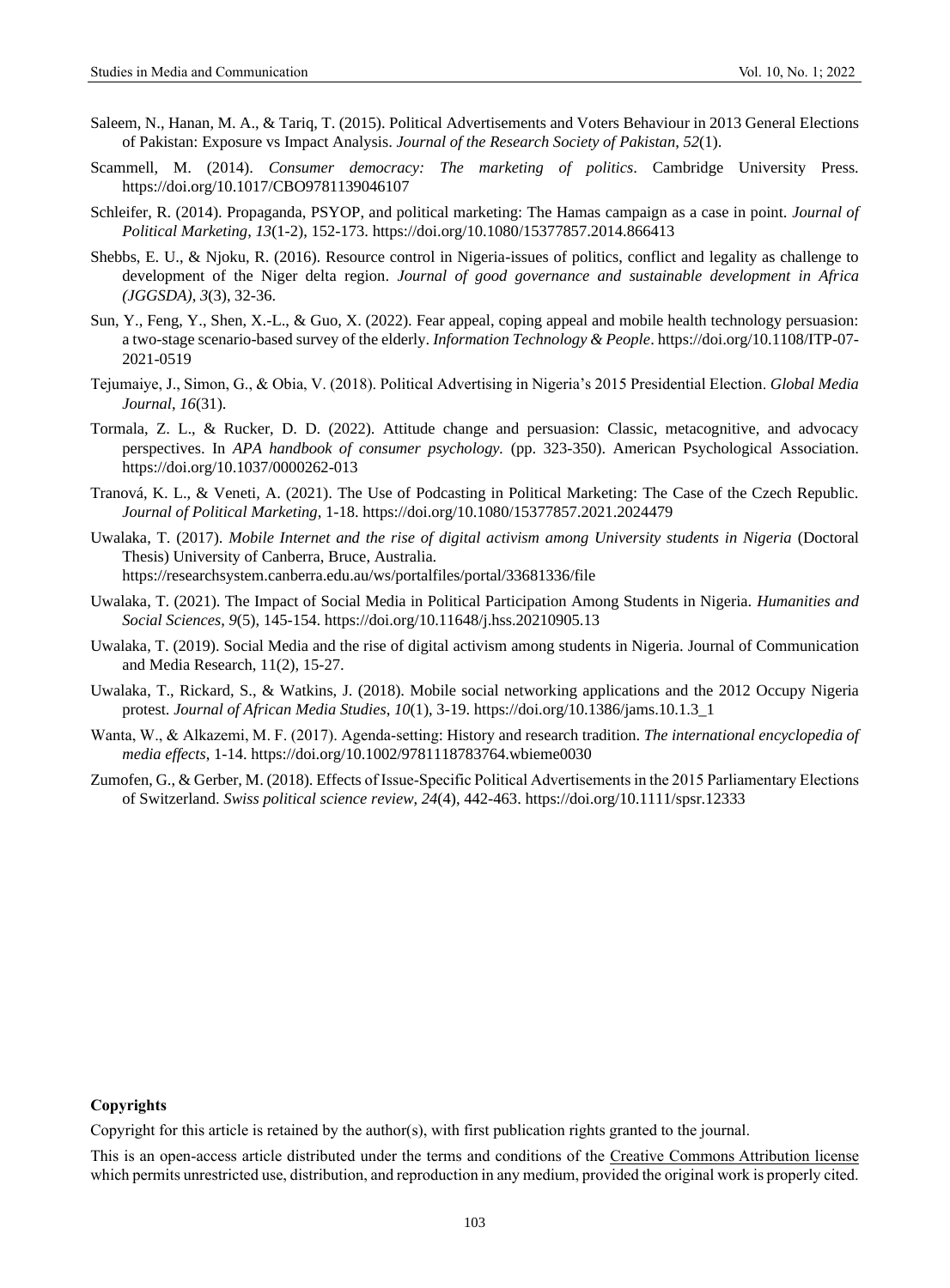Saleem, N., Hanan, M. A., & Tariq, T. (2015). Political Advertisements and Voters Behaviour in 2013 General Elections of Pakistan: Exposure vs Impact Analysis. *Journal of the Research Society of Pakistan*, *52*(1).

Scammell, M. (2014). *Consumer democracy: The marketing of politics*. Cambridge University Press. https://doi.org/10.1017/CBO9781139046107

Schleifer, R. (2014). Propaganda, PSYOP, and political marketing: The Hamas campaign as a case in point. *Journal of Political Marketing*, *13*(1-2), 152-173. https://doi.org/10.1080/15377857.2014.866413

Shebbs, E. U., & Njoku, R. (2016). Resource control in Nigeria-issues of politics, conflict and legality as challenge to development of the Niger delta region. *Journal of good governance and sustainable development in Africa (JGGSDA)*, *3*(3), 32-36.

Sun, Y., Feng, Y., Shen, X.-L., & Guo, X. (2022). Fear appeal, coping appeal and mobile health technology persuasion: a two-stage scenario-based survey of the elderly. *Information Technology & People*. https://doi.org/10.1108/ITP-07-2021-0519

Tejumaiye, J., Simon, G., & Obia, V. (2018). Political Advertising in Nigeria's 2015 Presidential Election. *Global Media Journal*, *16*(31).

Tormala, Z. L., & Rucker, D. D. (2022). Attitude change and persuasion: Classic, metacognitive, and advocacy perspectives. In *APA handbook of consumer psychology.* (pp. 323-350). American Psychological Association. https://doi.org/10.1037/0000262-013

Tranová, K. L., & Veneti, A. (2021). The Use of Podcasting in Political Marketing: The Case of the Czech Republic. *Journal of Political Marketing*, 1-18. https://doi.org/10.1080/15377857.2021.2024479

Uwalaka, T. (2017). *Mobile Internet and the rise of digital activism among University students in Nigeria* (Doctoral Thesis) University of Canberra, Bruce, Australia. https://researchsystem.canberra.edu.au/ws/portalfiles/portal/33681336/file

Uwalaka, T. (2021). The Impact of Social Media in Political Participation Among Students in Nigeria. *Humanities and Social Sciences*, *9*(5), 145-154. https://doi.org/10.11648/j.hss.20210905.13

Uwalaka, T. (2019). Social Media and the rise of digital activism among students in Nigeria. Journal of Communication and Media Research, 11(2), 15-27.

Uwalaka, T., Rickard, S., & Watkins, J. (2018). Mobile social networking applications and the 2012 Occupy Nigeria protest. *Journal of African Media Studies*, *10*(1), 3-19. https://doi.org/10.1386/jams.10.1.3_1

Wanta, W., & Alkazemi, M. F. (2017). Agenda-setting: History and research tradition. *The international encyclopedia of media effects*, 1-14. https://doi.org/10.1002/9781118783764.wbieme0030

Zumofen, G., & Gerber, M. (2018). Effects of Issue-Specific Political Advertisements in the 2015 Parliamentary Elections of Switzerland. *Swiss political science review*, *24*(4), 442-463. https://doi.org/10.1111/spsr.12333

**Copyrights**

Copyright for this article is retained by the author(s), with first publication rights granted to the journal.

This is an open-access article distributed under the terms and conditions of the Creative Commons Attribution license which permits unrestricted use, distribution, and reproduction in any medium, provided the original work is properly cited.